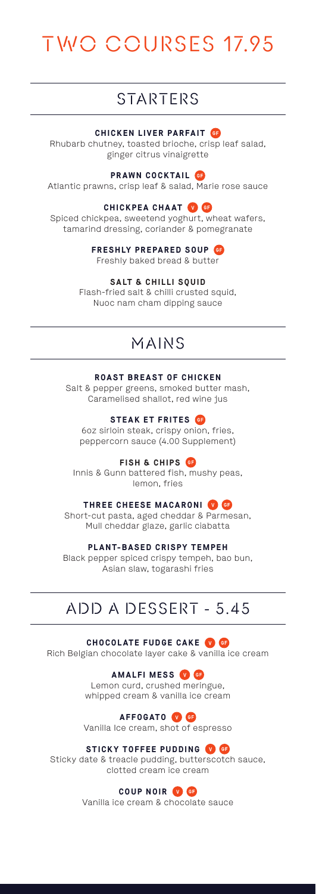# TWO COURSES 17.95

## STARTERS

**CHICKEN LIVER PARFAIT** GF
Rhubarb chutney, toasted brioche, crisp leaf salad, ginger citrus vinaigrette

**PRAWN COCKTAIL** GF
Atlantic prawns, crisp leaf & salad, Marie rose sauce

**CHICKPEA CHAAT** V GF
Spiced chickpea, sweetend yoghurt, wheat wafers, tamarind dressing, coriander & pomegranate

**FRESHLY PREPARED SOUP** GF
Freshly baked bread & butter

**SALT & CHILLI SQUID**
Flash-fried salt & chilli crusted squid, Nuoc nam cham dipping sauce

## MAINS

**ROAST BREAST OF CHICKEN**
Salt & pepper greens, smoked butter mash, Caramelised shallot, red wine jus

**STEAK ET FRITES** GF
6oz sirloin steak, crispy onion, fries, peppercorn sauce (4.00 Supplement)

**FISH & CHIPS** GF
Innis & Gunn battered fish, mushy peas, lemon, fries

**THREE CHEESE MACARONI** V GF
Short-cut pasta, aged cheddar & Parmesan, Mull cheddar glaze, garlic ciabatta

**PLANT-BASED CRISPY TEMPEH**
Black pepper spiced crispy tempeh, bao bun, Asian slaw, togarashi fries

## ADD A DESSERT - 5.45

**CHOCOLATE FUDGE CAKE** V GF
Rich Belgian chocolate layer cake & vanilla ice cream

**AMALFI MESS** V GF
Lemon curd, crushed meringue, whipped cream & vanilla ice cream

**AFFOGATO** V GF
Vanilla ice cream, shot of espresso

**STICKY TOFFEE PUDDING** V GF
Sticky date & treacle pudding, butterscotch sauce, clotted cream ice cream

**COUP NOIR** V GF
Vanilla ice cream & chocolate sauce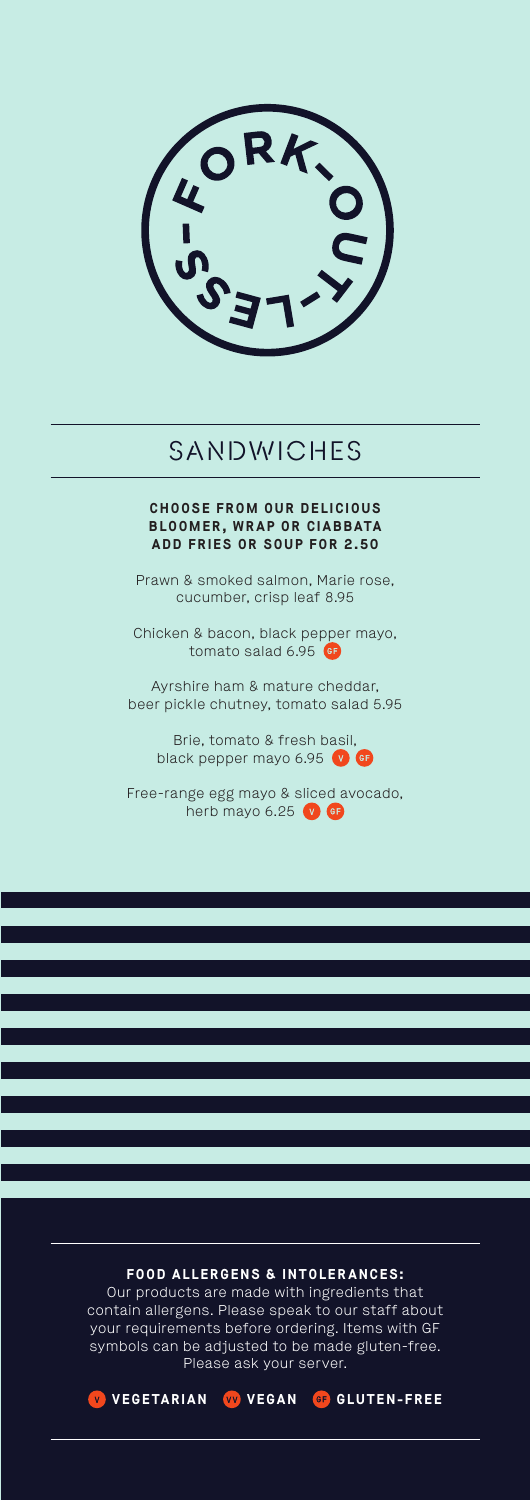FORK-OUT-LESS

## SANDWICHES

**CHOOSE FROM OUR DELICIOUS BLOOMER, WRAP OR CIABBATA**
**ADD FRIES OR SOUP FOR 2.50**

Prawn & smoked salmon, Marie rose, cucumber, crisp leaf 8.95

Chicken & bacon, black pepper mayo, tomato salad 6.95 GF

Ayrshire ham & mature cheddar, beer pickle chutney, tomato salad 5.95

Brie, tomato & fresh basil, black pepper mayo 6.95 V GF

Free-range egg mayo & sliced avocado, herb mayo 6.25 V GF

**FOOD ALLERGENS & INTOLERANCES:**
Our products are made with ingredients that contain allergens. Please speak to our staff about your requirements before ordering. Items with GF symbols can be adjusted to be made gluten-free. Please ask your server.

V **VEGETARIAN** VV **VEGAN** GF **GLUTEN-FREE**